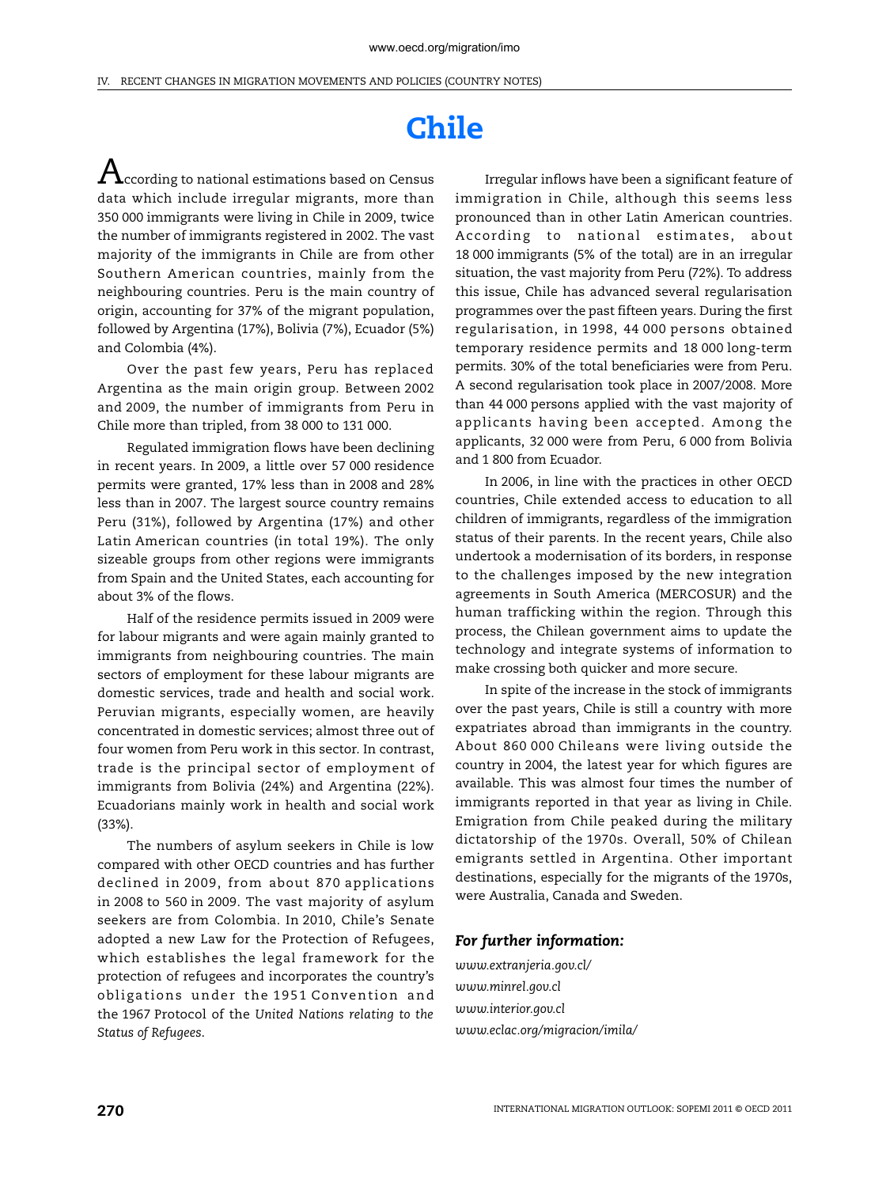# Chile

According to national estimations based on Census data which include irregular migrants, more than 350 000 immigrants were living in Chile in 2009, twice the number of immigrants registered in 2002. The vast majority of the immigrants in Chile are from other Southern American countries, mainly from the neighbouring countries. Peru is the main country of origin, accounting for 37% of the migrant population, followed by Argentina (17%), Bolivia (7%), Ecuador (5%) and Colombia (4%).

Over the past few years, Peru has replaced Argentina as the main origin group. Between 2002 and 2009, the number of immigrants from Peru in Chile more than tripled, from 38 000 to 131 000.

Regulated immigration flows have been declining in recent years. In 2009, a little over 57 000 residence permits were granted, 17% less than in 2008 and 28% less than in 2007. The largest source country remains Peru (31%), followed by Argentina (17%) and other Latin American countries (in total 19%). The only sizeable groups from other regions were immigrants from Spain and the United States, each accounting for about 3% of the flows.

Half of the residence permits issued in 2009 were for labour migrants and were again mainly granted to immigrants from neighbouring countries. The main sectors of employment for these labour migrants are domestic services, trade and health and social work. Peruvian migrants, especially women, are heavily concentrated in domestic services; almost three out of four women from Peru work in this sector. In contrast, trade is the principal sector of employment of immigrants from Bolivia (24%) and Argentina (22%). Ecuadorians mainly work in health and social work (33%).

The numbers of asylum seekers in Chile is low compared with other OECD countries and has further declined in 2009, from about 870 applications in 2008 to 560 in 2009. The vast majority of asylum seekers are from Colombia. In 2010, Chile's Senate adopted a new Law for the Protection of Refugees, which establishes the legal framework for the protection of refugees and incorporates the country's obligations under the 1951 Convention and the 1967 Protocol of the *United Nations relating to the Status of Refugees*.

Irregular inflows have been a significant feature of immigration in Chile, although this seems less pronounced than in other Latin American countries. According to national estimates, about 18 000 immigrants (5% of the total) are in an irregular situation, the vast majority from Peru (72%). To address this issue, Chile has advanced several regularisation programmes over the past fifteen years. During the first regularisation, in 1998, 44 000 persons obtained temporary residence permits and 18 000 long-term permits. 30% of the total beneficiaries were from Peru. A second regularisation took place in 2007/2008. More than 44 000 persons applied with the vast majority of applicants having been accepted. Among the applicants, 32 000 were from Peru, 6 000 from Bolivia and 1 800 from Ecuador.

In 2006, in line with the practices in other OECD countries, Chile extended access to education to all children of immigrants, regardless of the immigration status of their parents. In the recent years, Chile also undertook a modernisation of its borders, in response to the challenges imposed by the new integration agreements in South America (MERCOSUR) and the human trafficking within the region. Through this process, the Chilean government aims to update the technology and integrate systems of information to make crossing both quicker and more secure.

In spite of the increase in the stock of immigrants over the past years, Chile is still a country with more expatriates abroad than immigrants in the country. About 860 000 Chileans were living outside the country in 2004, the latest year for which figures are available. This was almost four times the number of immigrants reported in that year as living in Chile. Emigration from Chile peaked during the military dictatorship of the 1970s. Overall, 50% of Chilean emigrants settled in Argentina. Other important destinations, especially for the migrants of the 1970s, were Australia, Canada and Sweden.

### *For further information:*

*www.extranjeria.gov.cl/*
*www.minrel.gov.cl*
*www.interior.gov.cl*
*www.eclac.org/migracion/imila/*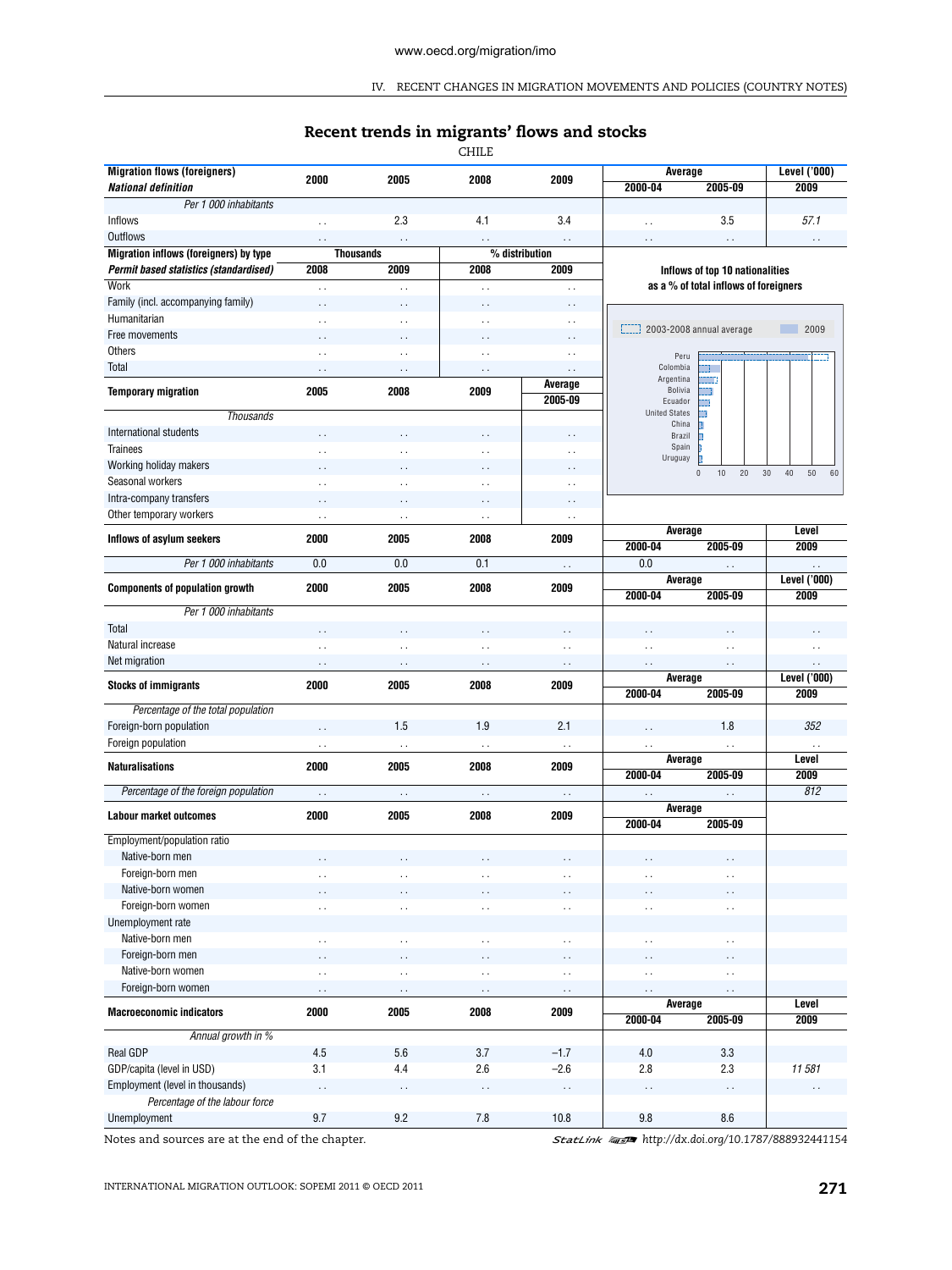## Recent trends in migrants' flows and stocks

CHILE

| Migration flows (foreigners) *National definition* | 2000 | 2005 | 2008 | 2009 | Average 2000-04 | Average 2005-09 | Level ('000) 2009 |
|---|---|---|---|---|---|---|---|
| *Per 1 000 inhabitants* | | | | | | | |
| Inflows | . . | 2.3 | 4.1 | 3.4 | . . | 3.5 | *57.1* |
| Outflows | . . | . . | . . | . . | . . | . . | . . |

| Migration inflows (foreigners) by type *Permit based statistics (standardised)* | Thousands 2008 | Thousands 2009 | % distribution 2008 | % distribution 2009 |
|---|---|---|---|---|
| Work | . . | . . | . . | . . |
| Family (incl. accompanying family) | . . | . . | . . | . . |
| Humanitarian | . . | . . | . . | . . |
| Free movements | . . | . . | . . | . . |
| Others | . . | . . | . . | . . |
| Total | . . | . . | . . | . . |

Inflows of top 10 nationalities as a % of total inflows of foreigners

2003-2008 annual average
2009

Peru
Colombia
Argentina
Bolivia
Ecuador
United States
China
Brazil
Spain
Uruguay

0 10 20 30 40 50 60

| Temporary migration | 2005 | 2008 | 2009 | Average 2005-09 |
|---|---|---|---|---|
| *Thousands* | | | | |
| International students | . . | . . | . . | . . |
| Trainees | . . | . . | . . | . . |
| Working holiday makers | . . | . . | . . | . . |
| Seasonal workers | . . | . . | . . | . . |
| Intra-company transfers | . . | . . | . . | . . |
| Other temporary workers | . . | . . | . . | . . |

| Inflows of asylum seekers | 2000 | 2005 | 2008 | 2009 | Average 2000-04 | Average 2005-09 | Level 2009 |
|---|---|---|---|---|---|---|---|
| *Per 1 000 inhabitants* | 0.0 | 0.0 | 0.1 | . . | 0.0 | . . | . . |

| Components of population growth | 2000 | 2005 | 2008 | 2009 | Average 2000-04 | Average 2005-09 | Level ('000) 2009 |
|---|---|---|---|---|---|---|---|
| *Per 1 000 inhabitants* | | | | | | | |
| Total | . . | . . | . . | . . | . . | . . | . . |
| Natural increase | . . | . . | . . | . . | . . | . . | . . |
| Net migration | . . | . . | . . | . . | . . | . . | . . |

| Stocks of immigrants | 2000 | 2005 | 2008 | 2009 | Average 2000-04 | Average 2005-09 | Level ('000) 2009 |
|---|---|---|---|---|---|---|---|
| *Percentage of the total population* | | | | | | | |
| Foreign-born population | . . | 1.5 | 1.9 | 2.1 | . . | 1.8 | *352* |
| Foreign population | . . | . . | . . | . . | . . | . . | . . |

| Naturalisations | 2000 | 2005 | 2008 | 2009 | Average 2000-04 | Average 2005-09 | Level 2009 |
|---|---|---|---|---|---|---|---|
| *Percentage of the foreign population* | . . | . . | . . | . . | . . | . . | *812* |

| Labour market outcomes | 2000 | 2005 | 2008 | 2009 | Average 2000-04 | Average 2005-09 |
|---|---|---|---|---|---|---|
| Employment/population ratio | | | | | | |
| Native-born men | . . | . . | . . | . . | . . | . . |
| Foreign-born men | . . | . . | . . | . . | . . | . . |
| Native-born women | . . | . . | . . | . . | . . | . . |
| Foreign-born women | . . | . . | . . | . . | . . | . . |
| Unemployment rate | | | | | | |
| Native-born men | . . | . . | . . | . . | . . | . . |
| Foreign-born men | . . | . . | . . | . . | . . | . . |
| Native-born women | . . | . . | . . | . . | . . | . . |
| Foreign-born women | . . | . . | . . | . . | . . | . . |

| Macroeconomic indicators | 2000 | 2005 | 2008 | 2009 | Average 2000-04 | Average 2005-09 | Level 2009 |
|---|---|---|---|---|---|---|---|
| *Annual growth in %* | | | | | | | |
| Real GDP | 4.5 | 5.6 | 3.7 | −1.7 | 4.0 | 3.3 | |
| GDP/capita (level in USD) | 3.1 | 4.4 | 2.6 | −2.6 | 2.8 | 2.3 | *11 581* |
| Employment (level in thousands) | . . | . . | . . | . . | . . | . . | . . |
| *Percentage of the labour force* | | | | | | | |
| Unemployment | 9.7 | 9.2 | 7.8 | 10.8 | 9.8 | 8.6 | |

Notes and sources are at the end of the chapter.

StatLink http://dx.doi.org/10.1787/888932441154